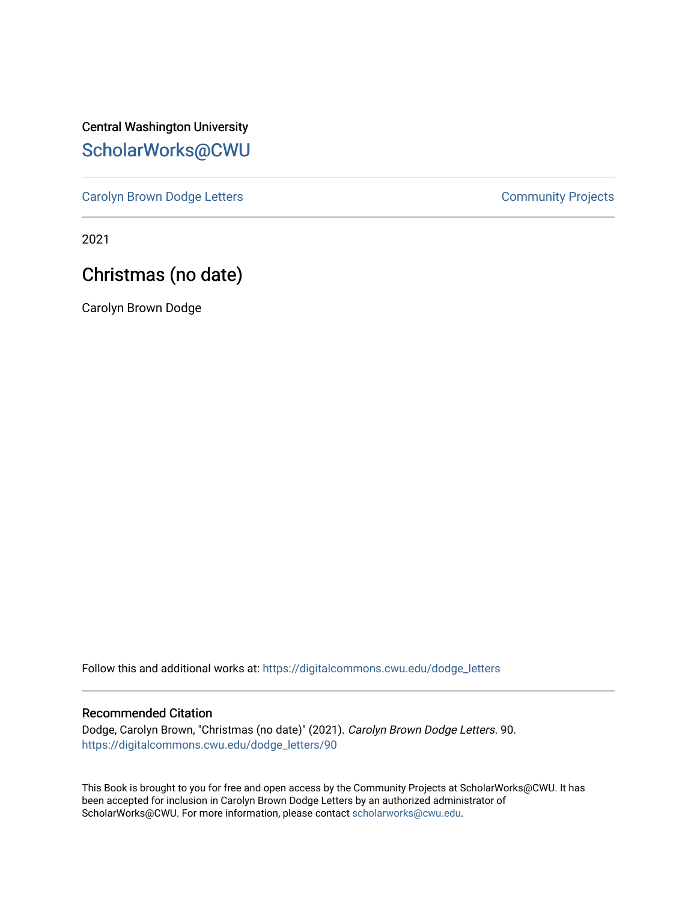Central Washington University

ScholarWorks@CWU

Carolyn Brown Dodge Letters

Community Projects

2021

# Christmas (no date)

Carolyn Brown Dodge

Follow this and additional works at: https://digitalcommons.cwu.edu/dodge_letters

## Recommended Citation

Dodge, Carolyn Brown, "Christmas (no date)" (2021). *Carolyn Brown Dodge Letters*. 90.
https://digitalcommons.cwu.edu/dodge_letters/90

This Book is brought to you for free and open access by the Community Projects at ScholarWorks@CWU. It has been accepted for inclusion in Carolyn Brown Dodge Letters by an authorized administrator of ScholarWorks@CWU. For more information, please contact scholarworks@cwu.edu.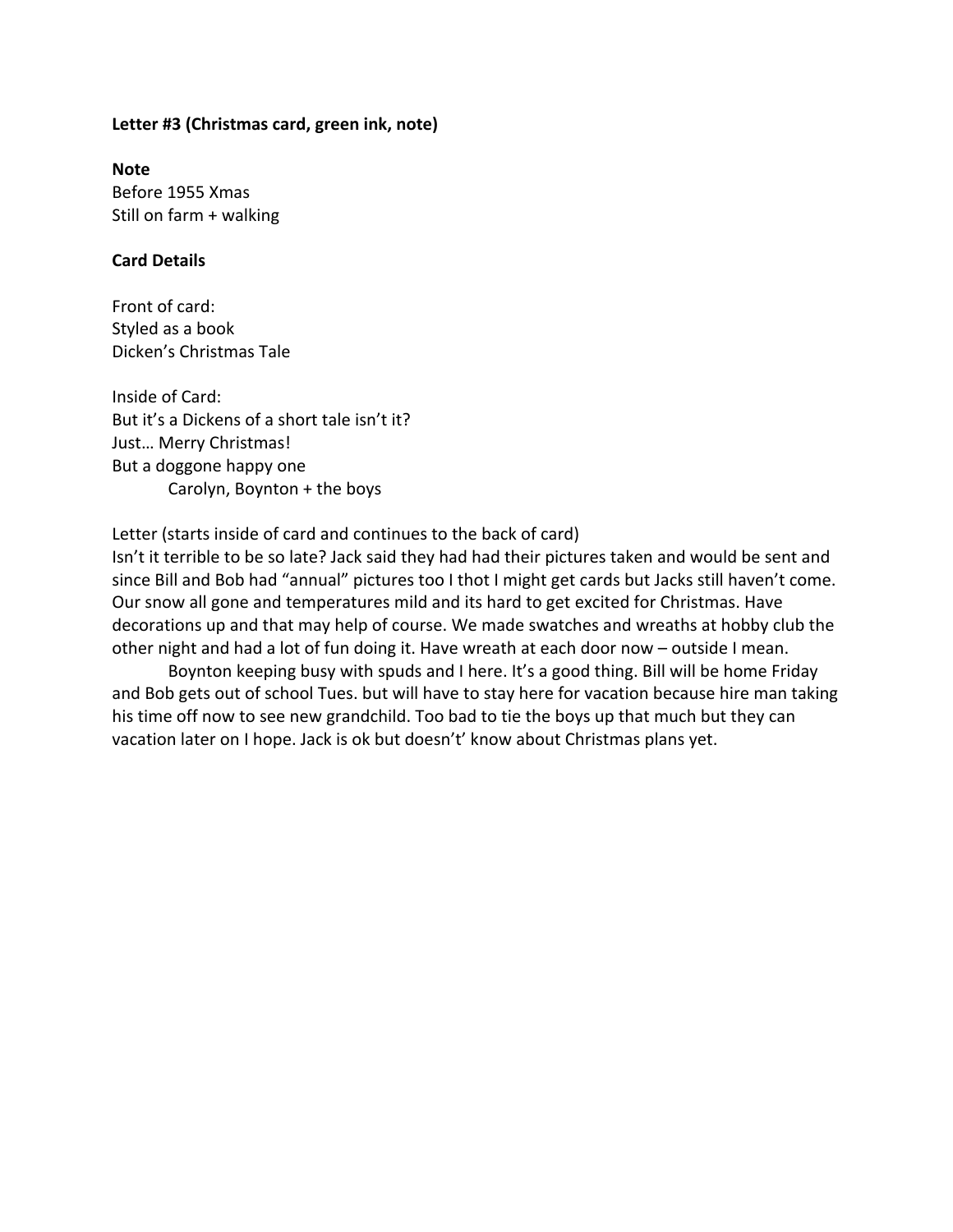**Letter #3 (Christmas card, green ink, note)**

**Note**
Before 1955 Xmas
Still on farm + walking

**Card Details**

Front of card:
Styled as a book
Dicken's Christmas Tale

Inside of Card:
But it's a Dickens of a short tale isn't it?
Just… Merry Christmas!
But a doggone happy one
Carolyn, Boynton + the boys

Letter (starts inside of card and continues to the back of card)
Isn't it terrible to be so late? Jack said they had had their pictures taken and would be sent and since Bill and Bob had "annual" pictures too I thot I might get cards but Jacks still haven't come. Our snow all gone and temperatures mild and its hard to get excited for Christmas. Have decorations up and that may help of course. We made swatches and wreaths at hobby club the other night and had a lot of fun doing it. Have wreath at each door now – outside I mean.

Boynton keeping busy with spuds and I here. It's a good thing. Bill will be home Friday and Bob gets out of school Tues. but will have to stay here for vacation because hire man taking his time off now to see new grandchild. Too bad to tie the boys up that much but they can vacation later on I hope. Jack is ok but doesn't' know about Christmas plans yet.